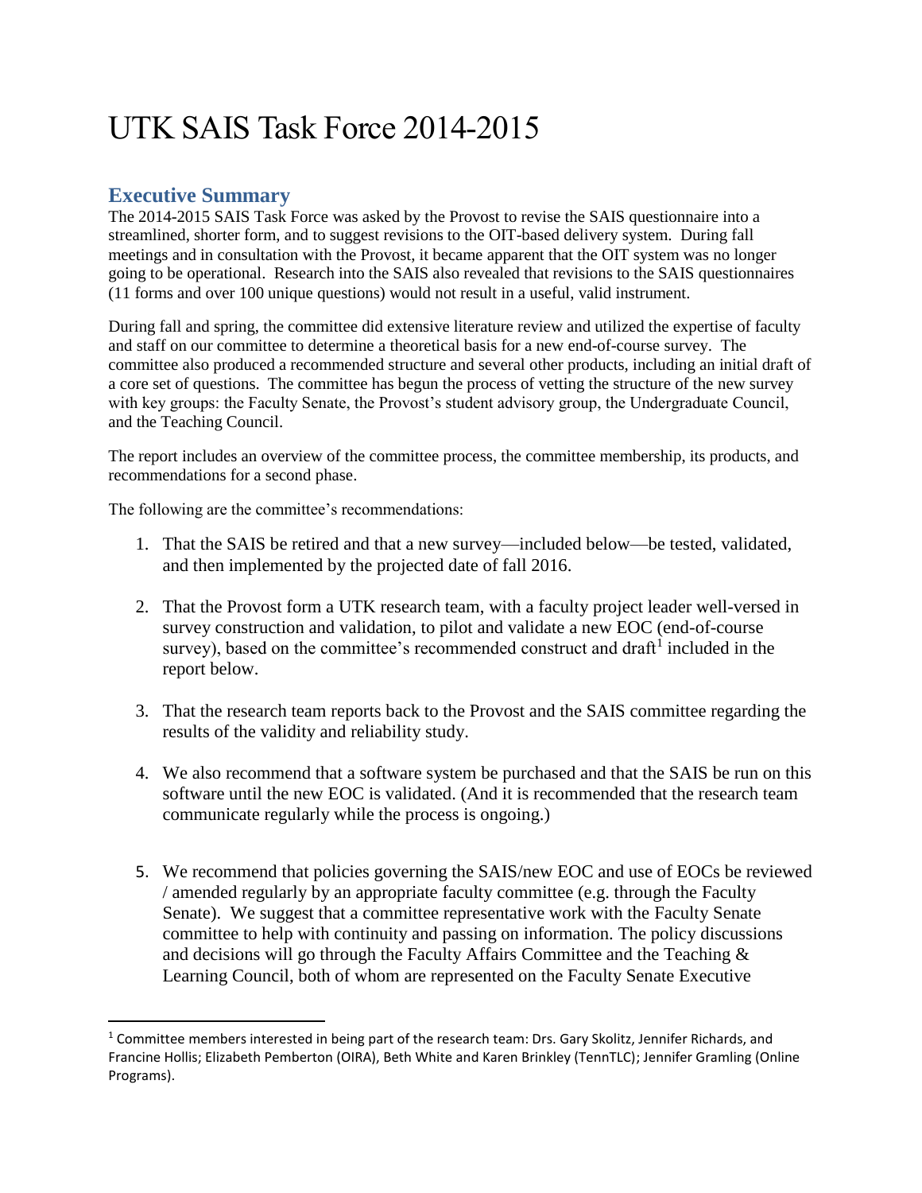# UTK SAIS Task Force 2014-2015

## Executive Summary

The 2014-2015 SAIS Task Force was asked by the Provost to revise the SAIS questionnaire into a streamlined, shorter form, and to suggest revisions to the OIT-based delivery system. During fall meetings and in consultation with the Provost, it became apparent that the OIT system was no longer going to be operational. Research into the SAIS also revealed that revisions to the SAIS questionnaires (11 forms and over 100 unique questions) would not result in a useful, valid instrument.

During fall and spring, the committee did extensive literature review and utilized the expertise of faculty and staff on our committee to determine a theoretical basis for a new end-of-course survey. The committee also produced a recommended structure and several other products, including an initial draft of a core set of questions. The committee has begun the process of vetting the structure of the new survey with key groups: the Faculty Senate, the Provost's student advisory group, the Undergraduate Council, and the Teaching Council.

The report includes an overview of the committee process, the committee membership, its products, and recommendations for a second phase.

The following are the committee's recommendations:

1. That the SAIS be retired and that a new survey—included below—be tested, validated, and then implemented by the projected date of fall 2016.

2. That the Provost form a UTK research team, with a faculty project leader well-versed in survey construction and validation, to pilot and validate a new EOC (end-of-course survey), based on the committee's recommended construct and draft[1] included in the report below.

3. That the research team reports back to the Provost and the SAIS committee regarding the results of the validity and reliability study.

4. We also recommend that a software system be purchased and that the SAIS be run on this software until the new EOC is validated. (And it is recommended that the research team communicate regularly while the process is ongoing.)

5. We recommend that policies governing the SAIS/new EOC and use of EOCs be reviewed / amended regularly by an appropriate faculty committee (e.g. through the Faculty Senate). We suggest that a committee representative work with the Faculty Senate committee to help with continuity and passing on information. The policy discussions and decisions will go through the Faculty Affairs Committee and the Teaching & Learning Council, both of whom are represented on the Faculty Senate Executive

---

[1] Committee members interested in being part of the research team: Drs. Gary Skolitz, Jennifer Richards, and Francine Hollis; Elizabeth Pemberton (OIRA), Beth White and Karen Brinkley (TennTLC); Jennifer Gramling (Online Programs).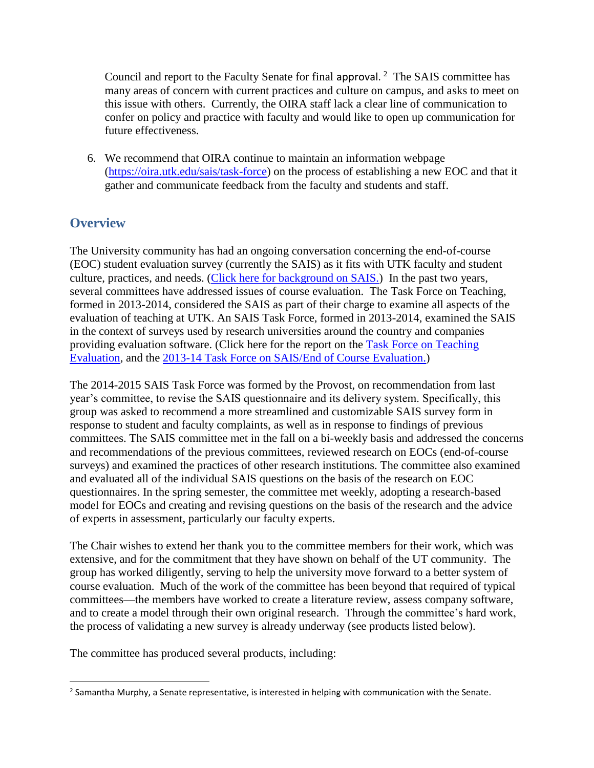Council and report to the Faculty Senate for final approval. [2] The SAIS committee has many areas of concern with current practices and culture on campus, and asks to meet on this issue with others. Currently, the OIRA staff lack a clear line of communication to confer on policy and practice with faculty and would like to open up communication for future effectiveness.

6. We recommend that OIRA continue to maintain an information webpage (https://oira.utk.edu/sais/task-force) on the process of establishing a new EOC and that it gather and communicate feedback from the faculty and students and staff.

## Overview

The University community has had an ongoing conversation concerning the end-of-course (EOC) student evaluation survey (currently the SAIS) as it fits with UTK faculty and student culture, practices, and needs. (Click here for background on SAIS.) In the past two years, several committees have addressed issues of course evaluation. The Task Force on Teaching, formed in 2013-2014, considered the SAIS as part of their charge to examine all aspects of the evaluation of teaching at UTK. An SAIS Task Force, formed in 2013-2014, examined the SAIS in the context of surveys used by research universities around the country and companies providing evaluation software. (Click here for the report on the Task Force on Teaching Evaluation, and the 2013-14 Task Force on SAIS/End of Course Evaluation.)

The 2014-2015 SAIS Task Force was formed by the Provost, on recommendation from last year's committee, to revise the SAIS questionnaire and its delivery system. Specifically, this group was asked to recommend a more streamlined and customizable SAIS survey form in response to student and faculty complaints, as well as in response to findings of previous committees. The SAIS committee met in the fall on a bi-weekly basis and addressed the concerns and recommendations of the previous committees, reviewed research on EOCs (end-of-course surveys) and examined the practices of other research institutions. The committee also examined and evaluated all of the individual SAIS questions on the basis of the research on EOC questionnaires. In the spring semester, the committee met weekly, adopting a research-based model for EOCs and creating and revising questions on the basis of the research and the advice of experts in assessment, particularly our faculty experts.

The Chair wishes to extend her thank you to the committee members for their work, which was extensive, and for the commitment that they have shown on behalf of the UT community. The group has worked diligently, serving to help the university move forward to a better system of course evaluation. Much of the work of the committee has been beyond that required of typical committees—the members have worked to create a literature review, assess company software, and to create a model through their own original research. Through the committee's hard work, the process of validating a new survey is already underway (see products listed below).

The committee has produced several products, including:

---

[2] Samantha Murphy, a Senate representative, is interested in helping with communication with the Senate.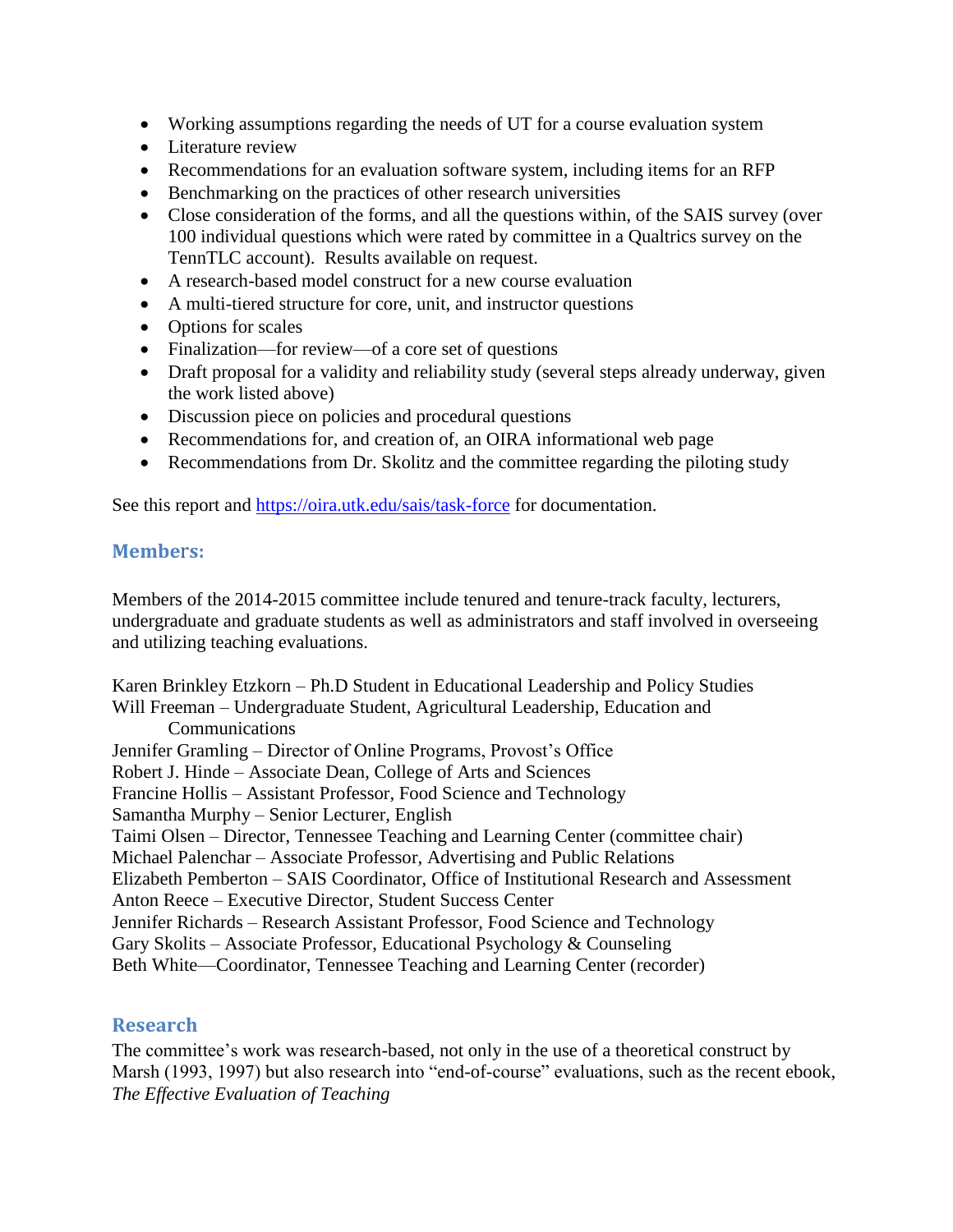- Working assumptions regarding the needs of UT for a course evaluation system
- Literature review
- Recommendations for an evaluation software system, including items for an RFP
- Benchmarking on the practices of other research universities
- Close consideration of the forms, and all the questions within, of the SAIS survey (over 100 individual questions which were rated by committee in a Qualtrics survey on the TennTLC account). Results available on request.
- A research-based model construct for a new course evaluation
- A multi-tiered structure for core, unit, and instructor questions
- Options for scales
- Finalization—for review—of a core set of questions
- Draft proposal for a validity and reliability study (several steps already underway, given the work listed above)
- Discussion piece on policies and procedural questions
- Recommendations for, and creation of, an OIRA informational web page
- Recommendations from Dr. Skolitz and the committee regarding the piloting study

See this report and https://oira.utk.edu/sais/task-force for documentation.

## Members:

Members of the 2014-2015 committee include tenured and tenure-track faculty, lecturers, undergraduate and graduate students as well as administrators and staff involved in overseeing and utilizing teaching evaluations.

Karen Brinkley Etzkorn – Ph.D Student in Educational Leadership and Policy Studies
Will Freeman – Undergraduate Student, Agricultural Leadership, Education and Communications
Jennifer Gramling – Director of Online Programs, Provost's Office
Robert J. Hinde – Associate Dean, College of Arts and Sciences
Francine Hollis – Assistant Professor, Food Science and Technology
Samantha Murphy – Senior Lecturer, English
Taimi Olsen – Director, Tennessee Teaching and Learning Center (committee chair)
Michael Palenchar – Associate Professor, Advertising and Public Relations
Elizabeth Pemberton – SAIS Coordinator, Office of Institutional Research and Assessment
Anton Reece – Executive Director, Student Success Center
Jennifer Richards – Research Assistant Professor, Food Science and Technology
Gary Skolits – Associate Professor, Educational Psychology & Counseling
Beth White—Coordinator, Tennessee Teaching and Learning Center (recorder)

## Research

The committee's work was research-based, not only in the use of a theoretical construct by Marsh (1993, 1997) but also research into "end-of-course" evaluations, such as the recent ebook, *The Effective Evaluation of Teaching*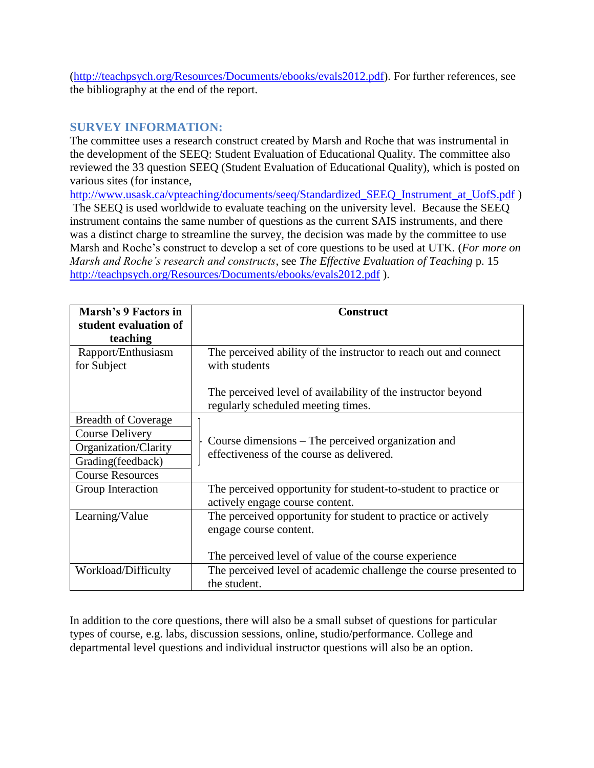(http://teachpsych.org/Resources/Documents/ebooks/evals2012.pdf). For further references, see the bibliography at the end of the report.

## SURVEY INFORMATION:

The committee uses a research construct created by Marsh and Roche that was instrumental in the development of the SEEQ: Student Evaluation of Educational Quality. The committee also reviewed the 33 question SEEQ (Student Evaluation of Educational Quality), which is posted on various sites (for instance, http://www.usask.ca/vpteaching/documents/seeq/Standardized_SEEQ_Instrument_at_UofS.pdf ) The SEEQ is used worldwide to evaluate teaching on the university level. Because the SEEQ instrument contains the same number of questions as the current SAIS instruments, and there was a distinct charge to streamline the survey, the decision was made by the committee to use Marsh and Roche's construct to develop a set of core questions to be used at UTK. (*For more on Marsh and Roche's research and constructs*, see *The Effective Evaluation of Teaching* p. 15 http://teachpsych.org/Resources/Documents/ebooks/evals2012.pdf ).

| Marsh's 9 Factors in student evaluation of teaching | Construct |
|---|---|
| Rapport/Enthusiasm for Subject | The perceived ability of the instructor to reach out and connect with students<br><br>The perceived level of availability of the instructor beyond regularly scheduled meeting times. |
| Breadth of Coverage<br>Course Delivery<br>Organization/Clarity<br>Grading(feedback)<br>Course Resources | Course dimensions – The perceived organization and effectiveness of the course as delivered. |
| Group Interaction | The perceived opportunity for student-to-student to practice or actively engage course content. |
| Learning/Value | The perceived opportunity for student to practice or actively engage course content.<br><br>The perceived level of value of the course experience |
| Workload/Difficulty | The perceived level of academic challenge the course presented to the student. |

In addition to the core questions, there will also be a small subset of questions for particular types of course, e.g. labs, discussion sessions, online, studio/performance. College and departmental level questions and individual instructor questions will also be an option.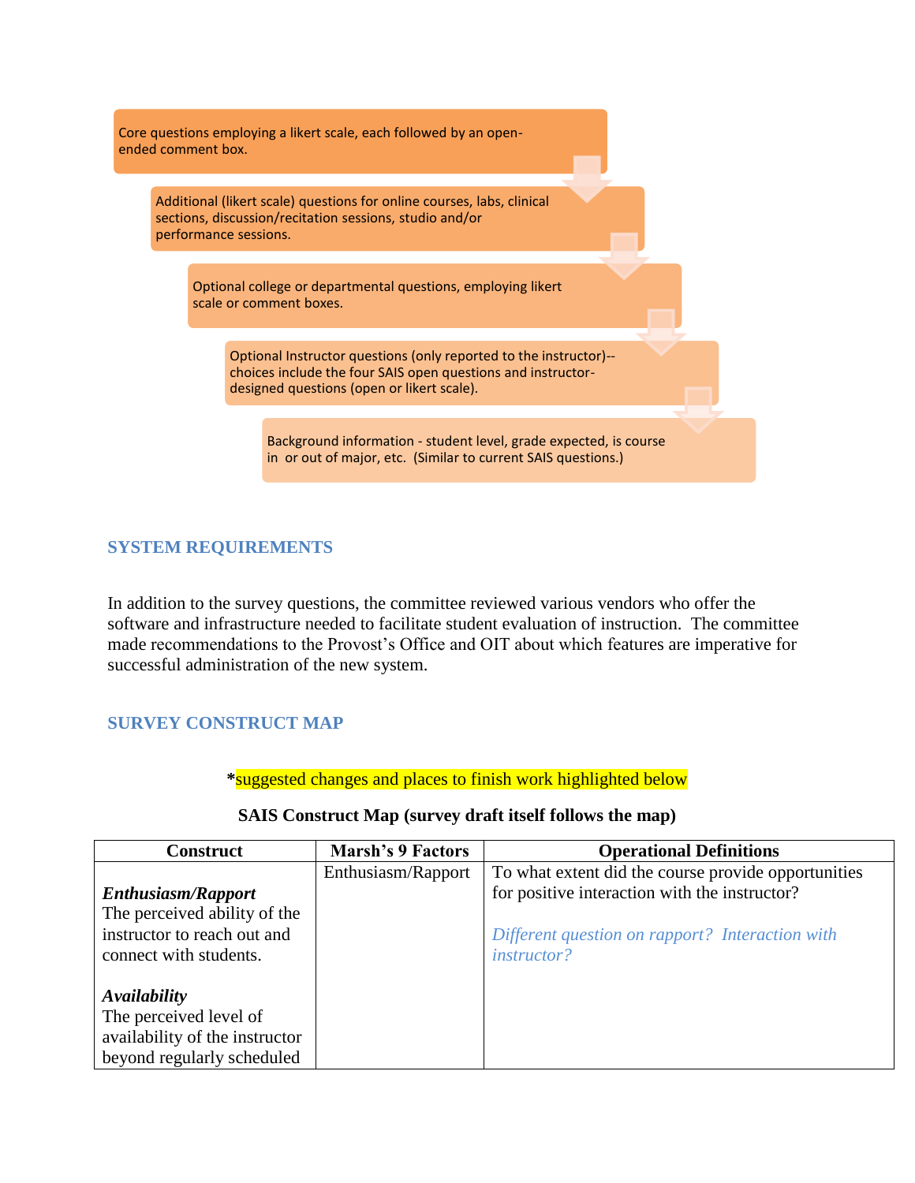Core questions employing a likert scale, each followed by an open-ended comment box.

Additional (likert scale) questions for online courses, labs, clinical sections, discussion/recitation sessions, studio and/or performance sessions.

Optional college or departmental questions, employing likert scale or comment boxes.

Optional Instructor questions (only reported to the instructor)--choices include the four SAIS open questions and instructor-designed questions (open or likert scale).

Background information - student level, grade expected, is course in or out of major, etc. (Similar to current SAIS questions.)

## SYSTEM REQUIREMENTS

In addition to the survey questions, the committee reviewed various vendors who offer the software and infrastructure needed to facilitate student evaluation of instruction. The committee made recommendations to the Provost's Office and OIT about which features are imperative for successful administration of the new system.

## SURVEY CONSTRUCT MAP

***suggested changes and places to finish work highlighted below**

**SAIS Construct Map (survey draft itself follows the map)**

| Construct | Marsh's 9 Factors | Operational Definitions |
|---|---|---|
| ***Enthusiasm/Rapport*** The perceived ability of the instructor to reach out and connect with students.<br><br>***Availability*** The perceived level of availability of the instructor beyond regularly scheduled | Enthusiasm/Rapport | To what extent did the course provide opportunities for positive interaction with the instructor?<br><br>*Different question on rapport? Interaction with instructor?* |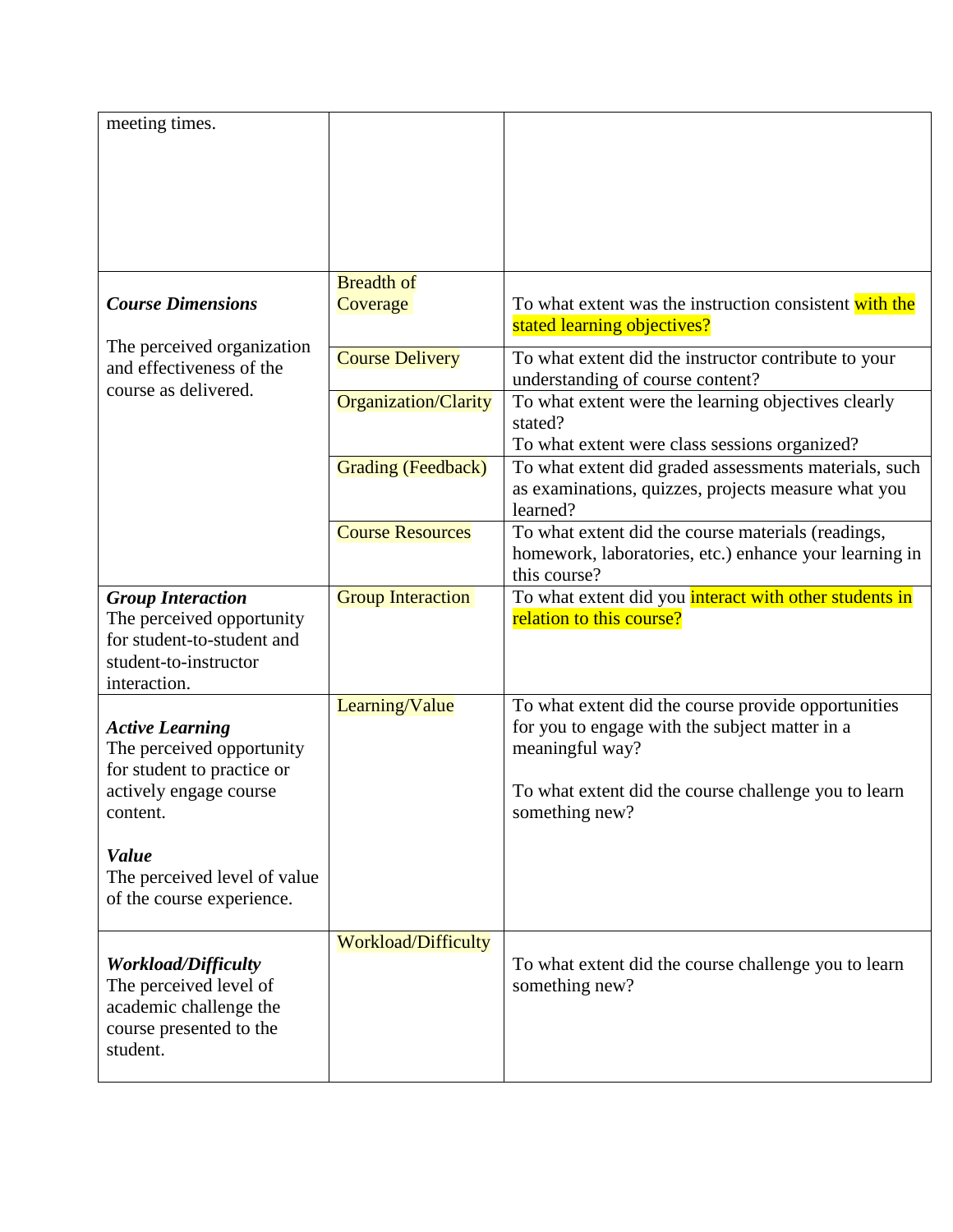| | | |
|---|---|---|
| meeting times. | | |
| ***Course Dimensions***<br><br>The perceived organization and effectiveness of the course as delivered. | Breadth of Coverage | To what extent was the instruction consistent with the stated learning objectives? |
| | Course Delivery | To what extent did the instructor contribute to your understanding of course content? |
| | Organization/Clarity | To what extent were the learning objectives clearly stated?<br>To what extent were class sessions organized? |
| | Grading (Feedback) | To what extent did graded assessments materials, such as examinations, quizzes, projects measure what you learned? |
| | Course Resources | To what extent did the course materials (readings, homework, laboratories, etc.) enhance your learning in this course? |
| ***Group Interaction***<br>The perceived opportunity for student-to-student and student-to-instructor interaction. | Group Interaction | To what extent did you interact with other students in relation to this course? |
| ***Active Learning***<br>The perceived opportunity for student to practice or actively engage course content.<br><br>***Value***<br>The perceived level of value of the course experience. | Learning/Value | To what extent did the course provide opportunities for you to engage with the subject matter in a meaningful way?<br><br>To what extent did the course challenge you to learn something new? |
| ***Workload/Difficulty***<br>The perceived level of academic challenge the course presented to the student. | Workload/Difficulty | To what extent did the course challenge you to learn something new? |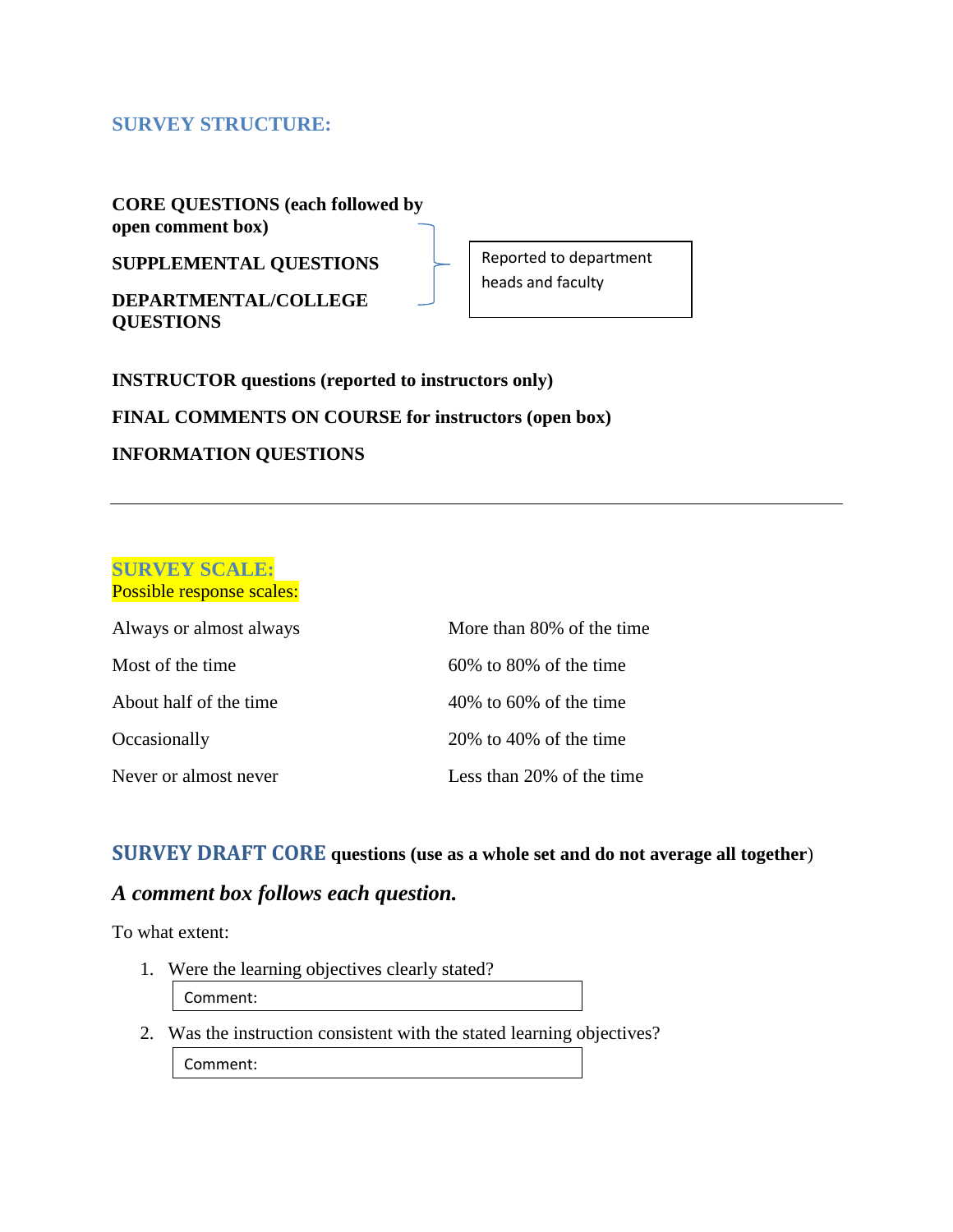## SURVEY STRUCTURE:

**CORE QUESTIONS (each followed by open comment box)**

**SUPPLEMENTAL QUESTIONS**

**DEPARTMENTAL/COLLEGE QUESTIONS**

Reported to department heads and faculty

**INSTRUCTOR questions (reported to instructors only)**

**FINAL COMMENTS ON COURSE for instructors (open box)**

**INFORMATION QUESTIONS**

---

## SURVEY SCALE:

Possible response scales:

| | |
|---|---|
| Always or almost always | More than 80% of the time |
| Most of the time | 60% to 80% of the time |
| About half of the time | 40% to 60% of the time |
| Occasionally | 20% to 40% of the time |
| Never or almost never | Less than 20% of the time |

## SURVEY DRAFT CORE **questions (use as a whole set and do not average all together)**

### *A comment box follows each question.*

To what extent:

1. Were the learning objectives clearly stated?

   Comment:

2. Was the instruction consistent with the stated learning objectives?

   Comment: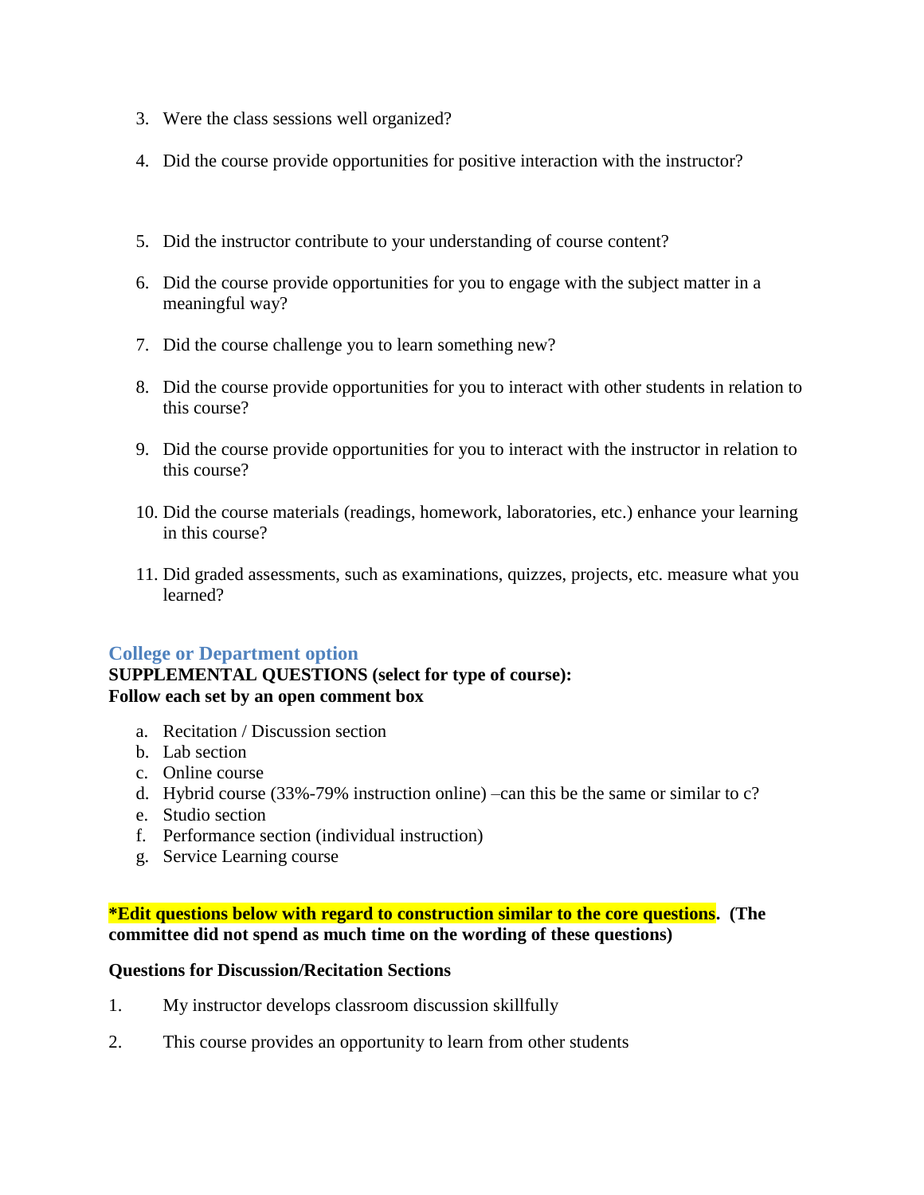3. Were the class sessions well organized?

4. Did the course provide opportunities for positive interaction with the instructor?

5. Did the instructor contribute to your understanding of course content?

6. Did the course provide opportunities for you to engage with the subject matter in a meaningful way?

7. Did the course challenge you to learn something new?

8. Did the course provide opportunities for you to interact with other students in relation to this course?

9. Did the course provide opportunities for you to interact with the instructor in relation to this course?

10. Did the course materials (readings, homework, laboratories, etc.) enhance your learning in this course?

11. Did graded assessments, such as examinations, quizzes, projects, etc. measure what you learned?

### College or Department option

**SUPPLEMENTAL QUESTIONS (select for type of course):**
**Follow each set by an open comment box**

a. Recitation / Discussion section
b. Lab section
c. Online course
d. Hybrid course (33%-79% instruction online) –can this be the same or similar to c?
e. Studio section
f. Performance section (individual instruction)
g. Service Learning course

**\*Edit questions below with regard to construction similar to the core questions. (The committee did not spend as much time on the wording of these questions)**

**Questions for Discussion/Recitation Sections**

1. My instructor develops classroom discussion skillfully

2. This course provides an opportunity to learn from other students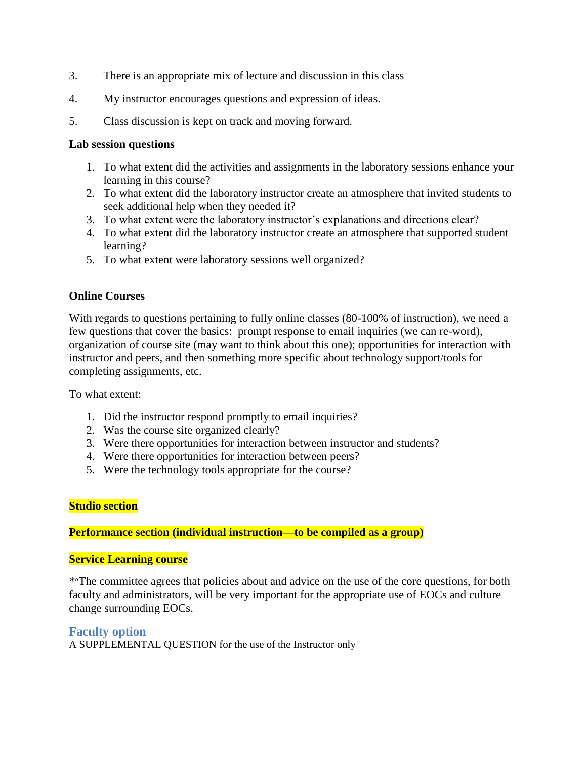3. There is an appropriate mix of lecture and discussion in this class

4. My instructor encourages questions and expression of ideas.

5. Class discussion is kept on track and moving forward.

**Lab session questions**

1. To what extent did the activities and assignments in the laboratory sessions enhance your learning in this course?
2. To what extent did the laboratory instructor create an atmosphere that invited students to seek additional help when they needed it?
3. To what extent were the laboratory instructor's explanations and directions clear?
4. To what extent did the laboratory instructor create an atmosphere that supported student learning?
5. To what extent were laboratory sessions well organized?

**Online Courses**

With regards to questions pertaining to fully online classes (80-100% of instruction), we need a few questions that cover the basics: prompt response to email inquiries (we can re-word), organization of course site (may want to think about this one); opportunities for interaction with instructor and peers, and then something more specific about technology support/tools for completing assignments, etc.

To what extent:

1. Did the instructor respond promptly to email inquiries?
2. Was the course site organized clearly?
3. Were there opportunities for interaction between instructor and students?
4. Were there opportunities for interaction between peers?
5. Were the technology tools appropriate for the course?

**Studio section**

**Performance section (individual instruction—to be compiled as a group)**

**Service Learning course**

*"The committee agrees that policies about and advice on the use of the core questions, for both faculty and administrators, will be very important for the appropriate use of EOCs and culture change surrounding EOCs.

## Faculty option

A SUPPLEMENTAL QUESTION for the use of the Instructor only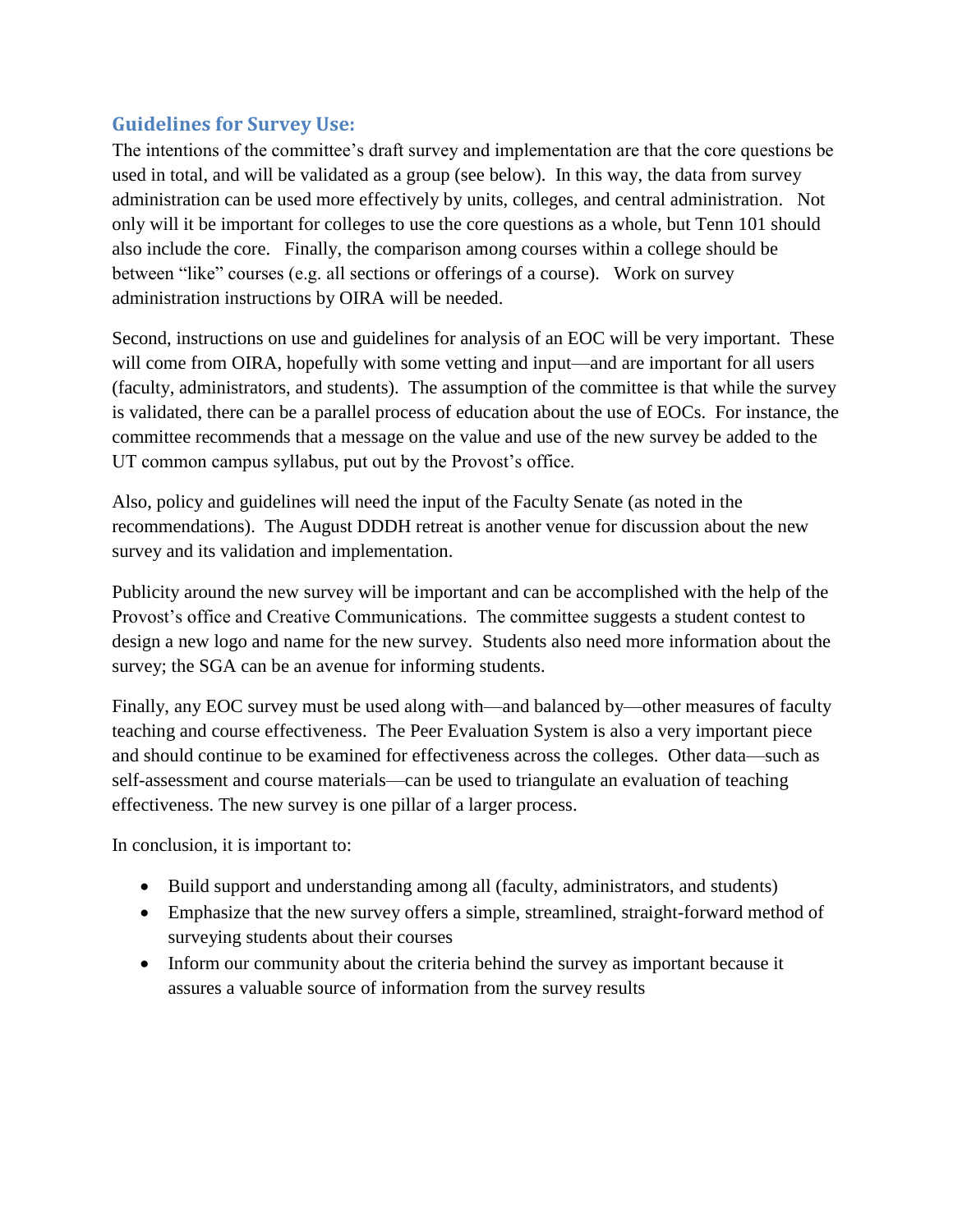## Guidelines for Survey Use:

The intentions of the committee's draft survey and implementation are that the core questions be used in total, and will be validated as a group (see below). In this way, the data from survey administration can be used more effectively by units, colleges, and central administration. Not only will it be important for colleges to use the core questions as a whole, but Tenn 101 should also include the core. Finally, the comparison among courses within a college should be between "like" courses (e.g. all sections or offerings of a course). Work on survey administration instructions by OIRA will be needed.

Second, instructions on use and guidelines for analysis of an EOC will be very important. These will come from OIRA, hopefully with some vetting and input—and are important for all users (faculty, administrators, and students). The assumption of the committee is that while the survey is validated, there can be a parallel process of education about the use of EOCs. For instance, the committee recommends that a message on the value and use of the new survey be added to the UT common campus syllabus, put out by the Provost's office.

Also, policy and guidelines will need the input of the Faculty Senate (as noted in the recommendations). The August DDDH retreat is another venue for discussion about the new survey and its validation and implementation.

Publicity around the new survey will be important and can be accomplished with the help of the Provost's office and Creative Communications. The committee suggests a student contest to design a new logo and name for the new survey. Students also need more information about the survey; the SGA can be an avenue for informing students.

Finally, any EOC survey must be used along with—and balanced by—other measures of faculty teaching and course effectiveness. The Peer Evaluation System is also a very important piece and should continue to be examined for effectiveness across the colleges. Other data—such as self-assessment and course materials—can be used to triangulate an evaluation of teaching effectiveness. The new survey is one pillar of a larger process.

In conclusion, it is important to:

- Build support and understanding among all (faculty, administrators, and students)
- Emphasize that the new survey offers a simple, streamlined, straight-forward method of surveying students about their courses
- Inform our community about the criteria behind the survey as important because it assures a valuable source of information from the survey results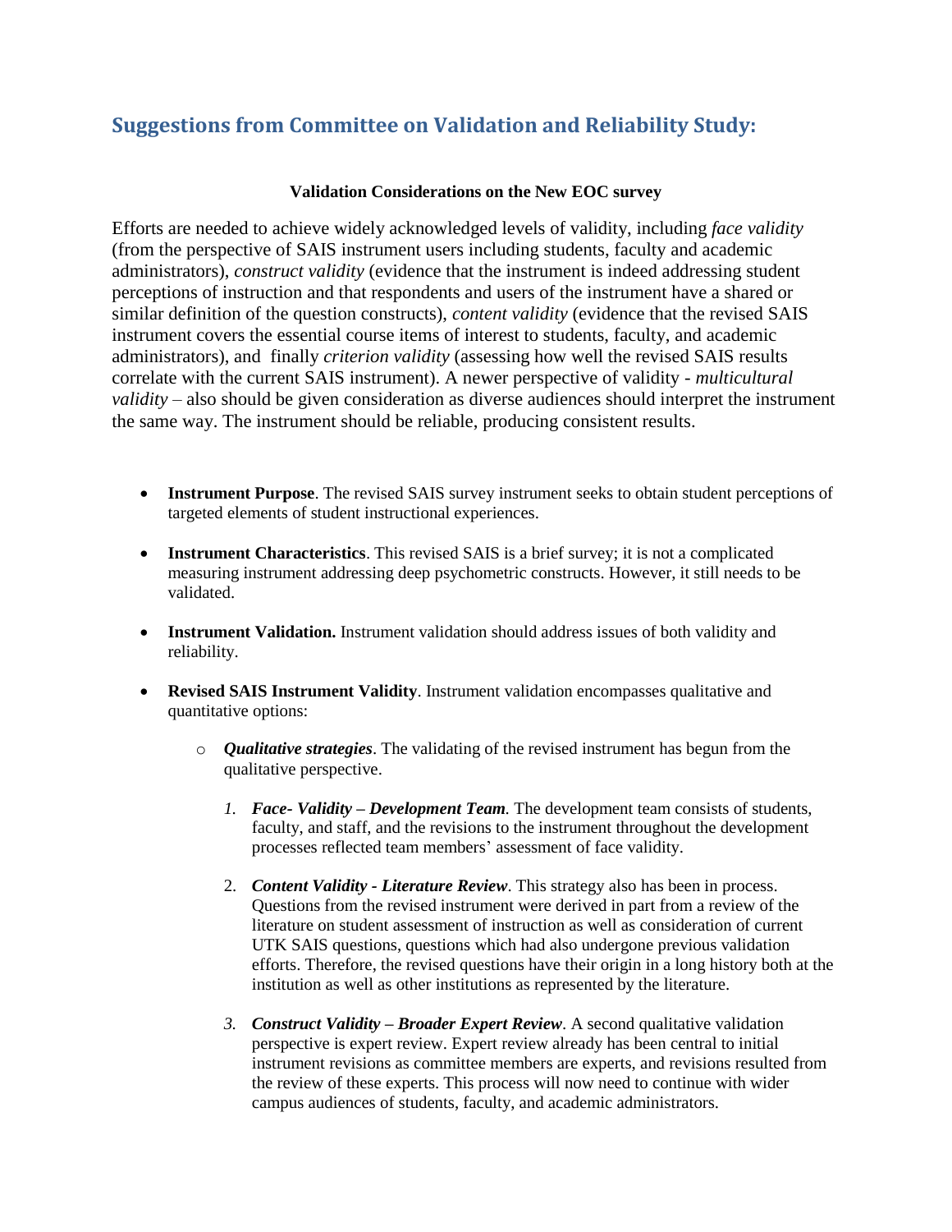## Suggestions from Committee on Validation and Reliability Study:

**Validation Considerations on the New EOC survey**

Efforts are needed to achieve widely acknowledged levels of validity, including *face validity* (from the perspective of SAIS instrument users including students, faculty and academic administrators), *construct validity* (evidence that the instrument is indeed addressing student perceptions of instruction and that respondents and users of the instrument have a shared or similar definition of the question constructs), *content validity* (evidence that the revised SAIS instrument covers the essential course items of interest to students, faculty, and academic administrators), and finally *criterion validity* (assessing how well the revised SAIS results correlate with the current SAIS instrument). A newer perspective of validity - *multicultural validity* – also should be given consideration as diverse audiences should interpret the instrument the same way. The instrument should be reliable, producing consistent results.

- **Instrument Purpose**. The revised SAIS survey instrument seeks to obtain student perceptions of targeted elements of student instructional experiences.

- **Instrument Characteristics**. This revised SAIS is a brief survey; it is not a complicated measuring instrument addressing deep psychometric constructs. However, it still needs to be validated.

- **Instrument Validation.** Instrument validation should address issues of both validity and reliability.

- **Revised SAIS Instrument Validity**. Instrument validation encompasses qualitative and quantitative options:

  - ***Qualitative strategies***. The validating of the revised instrument has begun from the qualitative perspective.

    1. ***Face- Validity – Development Team****.* The development team consists of students, faculty, and staff, and the revisions to the instrument throughout the development processes reflected team members' assessment of face validity.

    2. ***Content Validity - Literature Review***. This strategy also has been in process. Questions from the revised instrument were derived in part from a review of the literature on student assessment of instruction as well as consideration of current UTK SAIS questions, questions which had also undergone previous validation efforts. Therefore, the revised questions have their origin in a long history both at the institution as well as other institutions as represented by the literature.

    3. ***Construct Validity – Broader Expert Review***. A second qualitative validation perspective is expert review. Expert review already has been central to initial instrument revisions as committee members are experts, and revisions resulted from the review of these experts. This process will now need to continue with wider campus audiences of students, faculty, and academic administrators.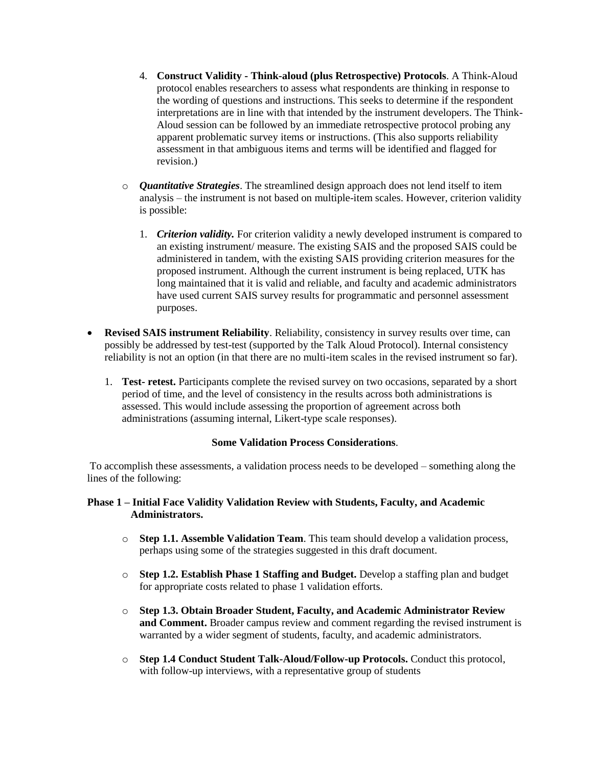4. **Construct Validity - Think-aloud (plus Retrospective) Protocols**. A Think-Aloud protocol enables researchers to assess what respondents are thinking in response to the wording of questions and instructions. This seeks to determine if the respondent interpretations are in line with that intended by the instrument developers. The Think-Aloud session can be followed by an immediate retrospective protocol probing any apparent problematic survey items or instructions. (This also supports reliability assessment in that ambiguous items and terms will be identified and flagged for revision.)

- ***Quantitative Strategies***. The streamlined design approach does not lend itself to item analysis – the instrument is not based on multiple-item scales. However, criterion validity is possible:

  1. ***Criterion validity.*** For criterion validity a newly developed instrument is compared to an existing instrument/ measure. The existing SAIS and the proposed SAIS could be administered in tandem, with the existing SAIS providing criterion measures for the proposed instrument. Although the current instrument is being replaced, UTK has long maintained that it is valid and reliable, and faculty and academic administrators have used current SAIS survey results for programmatic and personnel assessment purposes.

- **Revised SAIS instrument Reliability**. Reliability, consistency in survey results over time, can possibly be addressed by test-test (supported by the Talk Aloud Protocol). Internal consistency reliability is not an option (in that there are no multi-item scales in the revised instrument so far).

  1. **Test- retest.** Participants complete the revised survey on two occasions, separated by a short period of time, and the level of consistency in the results across both administrations is assessed. This would include assessing the proportion of agreement across both administrations (assuming internal, Likert-type scale responses).

**Some Validation Process Considerations**.

To accomplish these assessments, a validation process needs to be developed – something along the lines of the following:

**Phase 1 – Initial Face Validity Validation Review with Students, Faculty, and Academic Administrators.**

- **Step 1.1. Assemble Validation Team**. This team should develop a validation process, perhaps using some of the strategies suggested in this draft document.
- **Step 1.2. Establish Phase 1 Staffing and Budget.** Develop a staffing plan and budget for appropriate costs related to phase 1 validation efforts.
- **Step 1.3. Obtain Broader Student, Faculty, and Academic Administrator Review and Comment.** Broader campus review and comment regarding the revised instrument is warranted by a wider segment of students, faculty, and academic administrators.
- **Step 1.4 Conduct Student Talk-Aloud/Follow-up Protocols.** Conduct this protocol, with follow-up interviews, with a representative group of students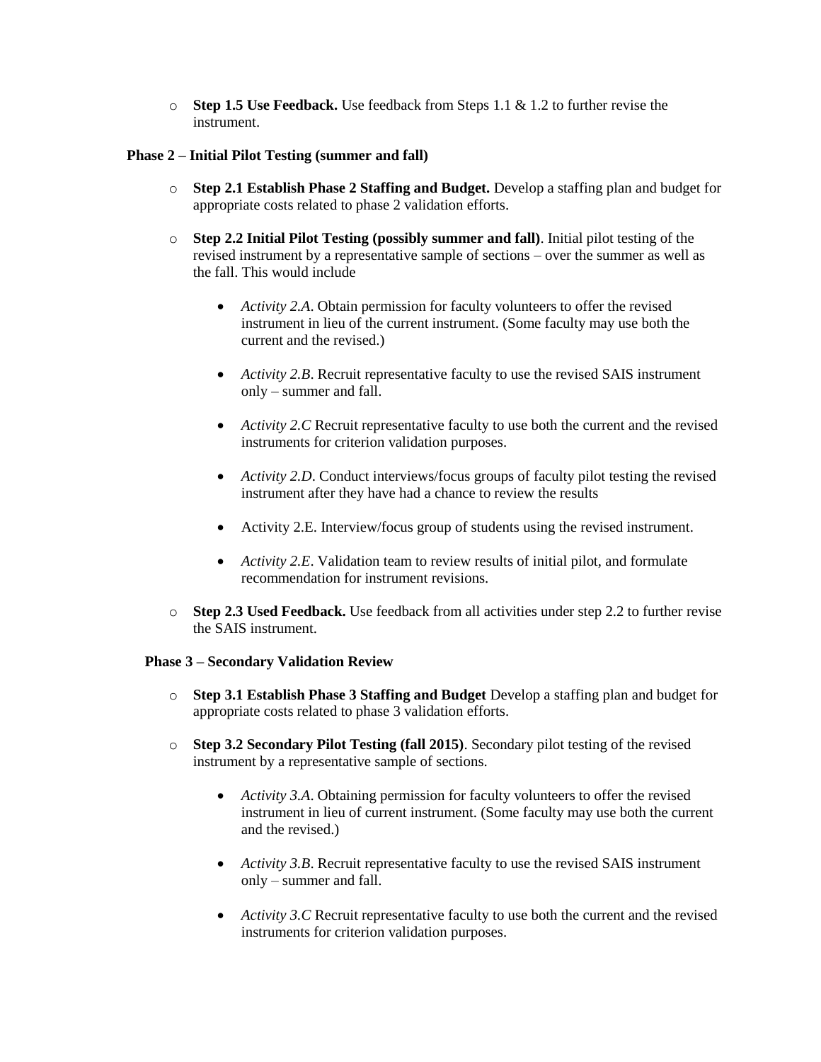- **Step 1.5 Use Feedback.** Use feedback from Steps 1.1 & 1.2 to further revise the instrument.

**Phase 2 – Initial Pilot Testing (summer and fall)**

- **Step 2.1 Establish Phase 2 Staffing and Budget.** Develop a staffing plan and budget for appropriate costs related to phase 2 validation efforts.
- **Step 2.2 Initial Pilot Testing (possibly summer and fall)**. Initial pilot testing of the revised instrument by a representative sample of sections – over the summer as well as the fall. This would include
  - *Activity 2.A*. Obtain permission for faculty volunteers to offer the revised instrument in lieu of the current instrument. (Some faculty may use both the current and the revised.)
  - *Activity 2.B*. Recruit representative faculty to use the revised SAIS instrument only – summer and fall.
  - *Activity 2.C* Recruit representative faculty to use both the current and the revised instruments for criterion validation purposes.
  - *Activity 2.D*. Conduct interviews/focus groups of faculty pilot testing the revised instrument after they have had a chance to review the results
  - Activity 2.E. Interview/focus group of students using the revised instrument.
  - *Activity 2.E*. Validation team to review results of initial pilot, and formulate recommendation for instrument revisions.
- **Step 2.3 Used Feedback.** Use feedback from all activities under step 2.2 to further revise the SAIS instrument.

**Phase 3 – Secondary Validation Review**

- **Step 3.1 Establish Phase 3 Staffing and Budget** Develop a staffing plan and budget for appropriate costs related to phase 3 validation efforts.
- **Step 3.2 Secondary Pilot Testing (fall 2015)**. Secondary pilot testing of the revised instrument by a representative sample of sections.
  - *Activity 3.A*. Obtaining permission for faculty volunteers to offer the revised instrument in lieu of current instrument. (Some faculty may use both the current and the revised.)
  - *Activity 3.B*. Recruit representative faculty to use the revised SAIS instrument only – summer and fall.
  - *Activity 3.C* Recruit representative faculty to use both the current and the revised instruments for criterion validation purposes.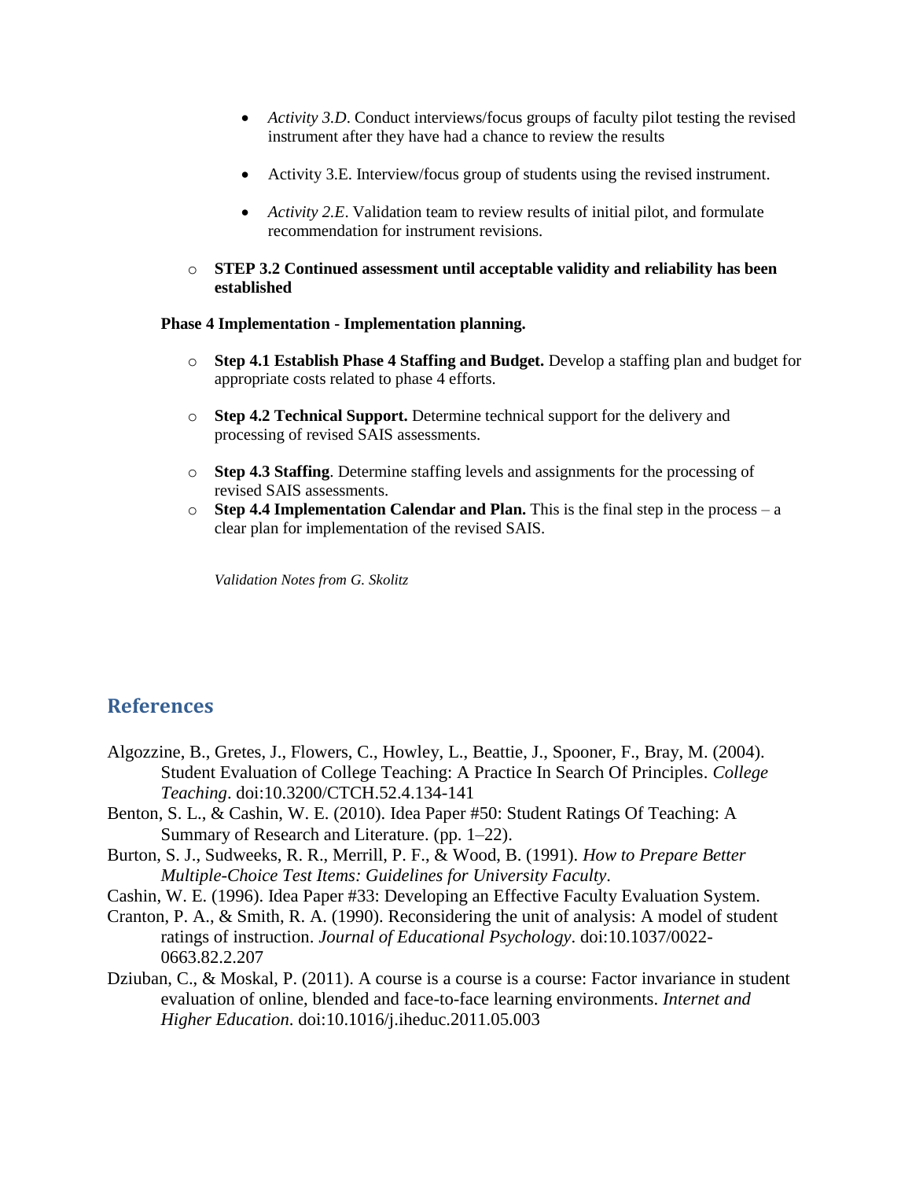- *Activity 3.D*. Conduct interviews/focus groups of faculty pilot testing the revised instrument after they have had a chance to review the results

- Activity 3.E. Interview/focus group of students using the revised instrument.

- *Activity 2.E*. Validation team to review results of initial pilot, and formulate recommendation for instrument revisions.

- **STEP 3.2 Continued assessment until acceptable validity and reliability has been established**

**Phase 4 Implementation - Implementation planning.**

- **Step 4.1 Establish Phase 4 Staffing and Budget.** Develop a staffing plan and budget for appropriate costs related to phase 4 efforts.

- **Step 4.2 Technical Support.** Determine technical support for the delivery and processing of revised SAIS assessments.

- **Step 4.3 Staffing**. Determine staffing levels and assignments for the processing of revised SAIS assessments.
- **Step 4.4 Implementation Calendar and Plan.** This is the final step in the process – a clear plan for implementation of the revised SAIS.

*Validation Notes from G. Skolitz*

## References

Algozzine, B., Gretes, J., Flowers, C., Howley, L., Beattie, J., Spooner, F., Bray, M. (2004). Student Evaluation of College Teaching: A Practice In Search Of Principles. *College Teaching*. doi:10.3200/CTCH.52.4.134-141

Benton, S. L., & Cashin, W. E. (2010). Idea Paper #50: Student Ratings Of Teaching: A Summary of Research and Literature. (pp. 1–22).

Burton, S. J., Sudweeks, R. R., Merrill, P. F., & Wood, B. (1991). *How to Prepare Better Multiple-Choice Test Items: Guidelines for University Faculty*.

Cashin, W. E. (1996). Idea Paper #33: Developing an Effective Faculty Evaluation System.

Cranton, P. A., & Smith, R. A. (1990). Reconsidering the unit of analysis: A model of student ratings of instruction. *Journal of Educational Psychology*. doi:10.1037/0022-0663.82.2.207

Dziuban, C., & Moskal, P. (2011). A course is a course is a course: Factor invariance in student evaluation of online, blended and face-to-face learning environments. *Internet and Higher Education*. doi:10.1016/j.iheduc.2011.05.003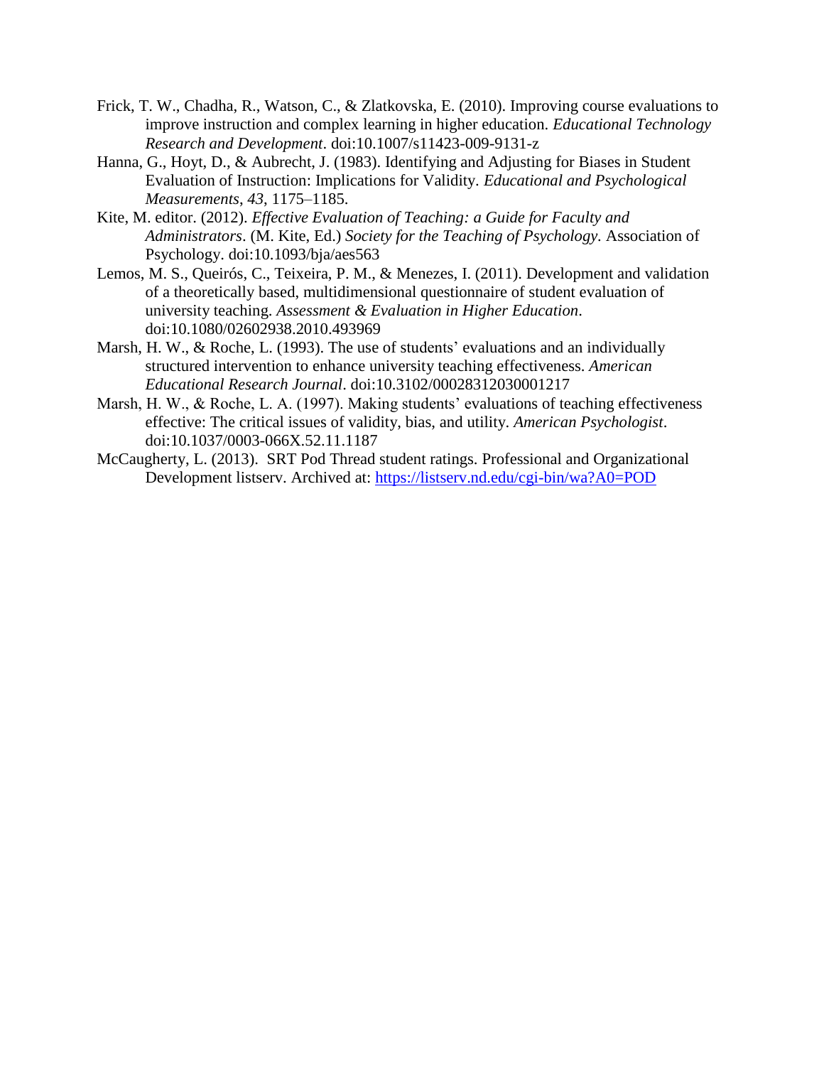Frick, T. W., Chadha, R., Watson, C., & Zlatkovska, E. (2010). Improving course evaluations to improve instruction and complex learning in higher education. *Educational Technology Research and Development*. doi:10.1007/s11423-009-9131-z

Hanna, G., Hoyt, D., & Aubrecht, J. (1983). Identifying and Adjusting for Biases in Student Evaluation of Instruction: Implications for Validity. *Educational and Psychological Measurements*, *43*, 1175–1185.

Kite, M. editor. (2012). *Effective Evaluation of Teaching: a Guide for Faculty and Administrators*. (M. Kite, Ed.) *Society for the Teaching of Psychology.* Association of Psychology. doi:10.1093/bja/aes563

Lemos, M. S., Queirós, C., Teixeira, P. M., & Menezes, I. (2011). Development and validation of a theoretically based, multidimensional questionnaire of student evaluation of university teaching. *Assessment & Evaluation in Higher Education*. doi:10.1080/02602938.2010.493969

Marsh, H. W., & Roche, L. (1993). The use of students' evaluations and an individually structured intervention to enhance university teaching effectiveness. *American Educational Research Journal*. doi:10.3102/00028312030001217

Marsh, H. W., & Roche, L. A. (1997). Making students' evaluations of teaching effectiveness effective: The critical issues of validity, bias, and utility. *American Psychologist*. doi:10.1037/0003-066X.52.11.1187

McCaugherty, L. (2013). SRT Pod Thread student ratings. Professional and Organizational Development listserv. Archived at: [https://listserv.nd.edu/cgi-bin/wa?A0=POD](https://listserv.nd.edu/cgi-bin/wa?A0=POD)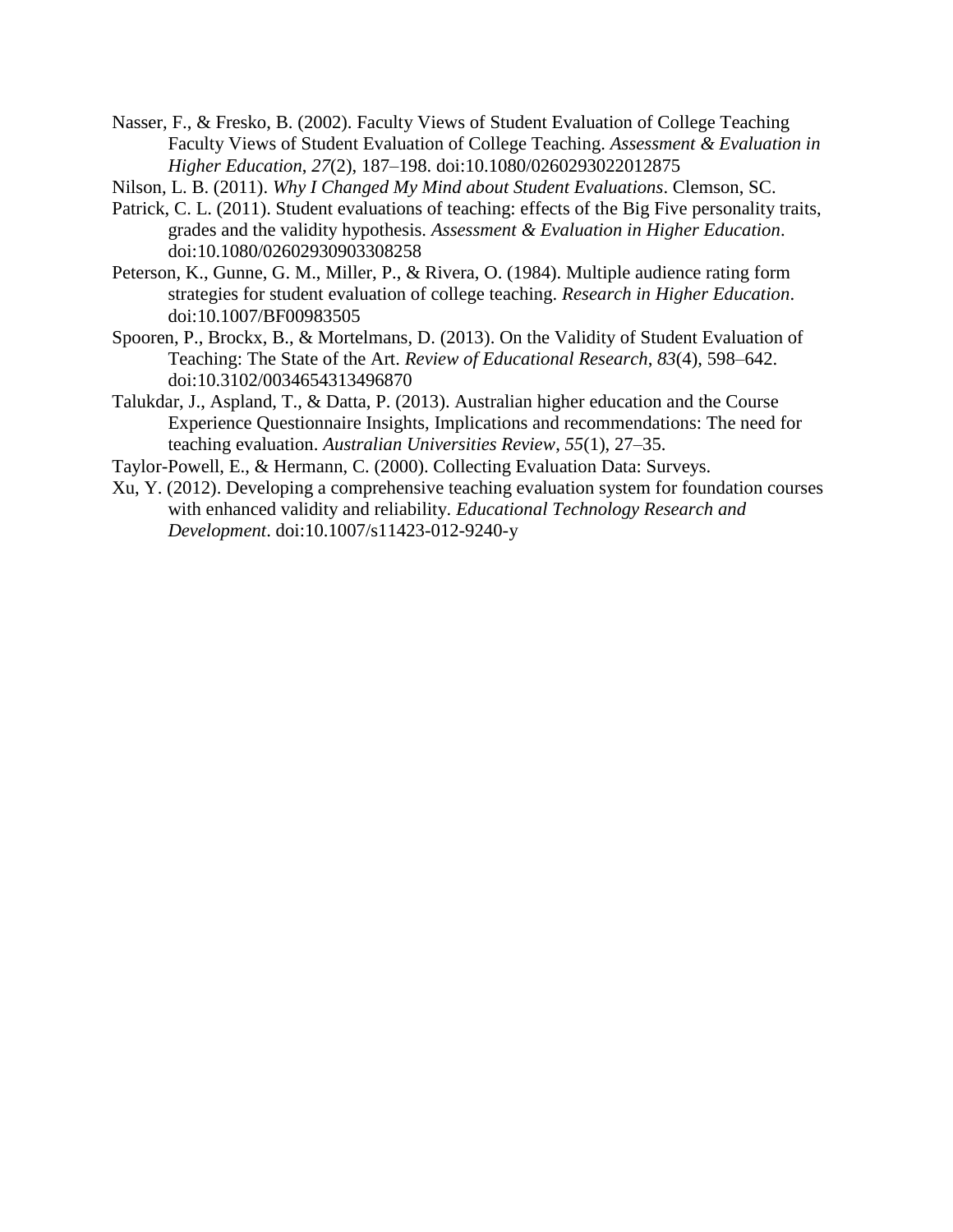Nasser, F., & Fresko, B. (2002). Faculty Views of Student Evaluation of College Teaching Faculty Views of Student Evaluation of College Teaching. *Assessment & Evaluation in Higher Education*, *27*(2), 187–198. doi:10.1080/0260293022012875

Nilson, L. B. (2011). *Why I Changed My Mind about Student Evaluations*. Clemson, SC.

Patrick, C. L. (2011). Student evaluations of teaching: effects of the Big Five personality traits, grades and the validity hypothesis. *Assessment & Evaluation in Higher Education*. doi:10.1080/02602930903308258

Peterson, K., Gunne, G. M., Miller, P., & Rivera, O. (1984). Multiple audience rating form strategies for student evaluation of college teaching. *Research in Higher Education*. doi:10.1007/BF00983505

Spooren, P., Brockx, B., & Mortelmans, D. (2013). On the Validity of Student Evaluation of Teaching: The State of the Art. *Review of Educational Research*, *83*(4), 598–642. doi:10.3102/0034654313496870

Talukdar, J., Aspland, T., & Datta, P. (2013). Australian higher education and the Course Experience Questionnaire Insights, Implications and recommendations: The need for teaching evaluation. *Australian Universities Review*, *55*(1), 27–35.

Taylor-Powell, E., & Hermann, C. (2000). Collecting Evaluation Data: Surveys.

Xu, Y. (2012). Developing a comprehensive teaching evaluation system for foundation courses with enhanced validity and reliability. *Educational Technology Research and Development*. doi:10.1007/s11423-012-9240-y